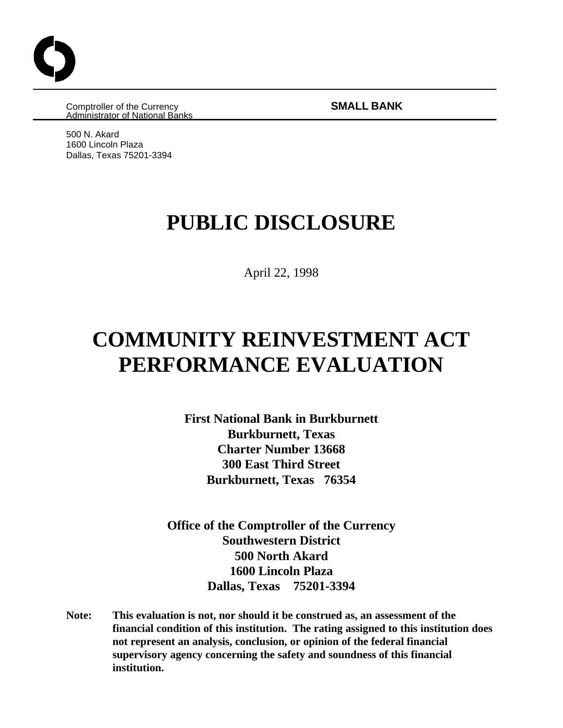Comptroller of the Currency
Administrator of National Banks

**SMALL BANK**

500 N. Akard
1600 Lincoln Plaza
Dallas, Texas 75201-3394

# PUBLIC DISCLOSURE

April 22, 1998

# COMMUNITY REINVESTMENT ACT PERFORMANCE EVALUATION

**First National Bank in Burkburnett**
**Burkburnett, Texas**
**Charter Number 13668**
**300 East Third Street**
**Burkburnett, Texas 76354**

**Office of the Comptroller of the Currency**
**Southwestern District**
**500 North Akard**
**1600 Lincoln Plaza**
**Dallas, Texas 75201-3394**

**Note: This evaluation is not, nor should it be construed as, an assessment of the financial condition of this institution. The rating assigned to this institution does not represent an analysis, conclusion, or opinion of the federal financial supervisory agency concerning the safety and soundness of this financial institution.**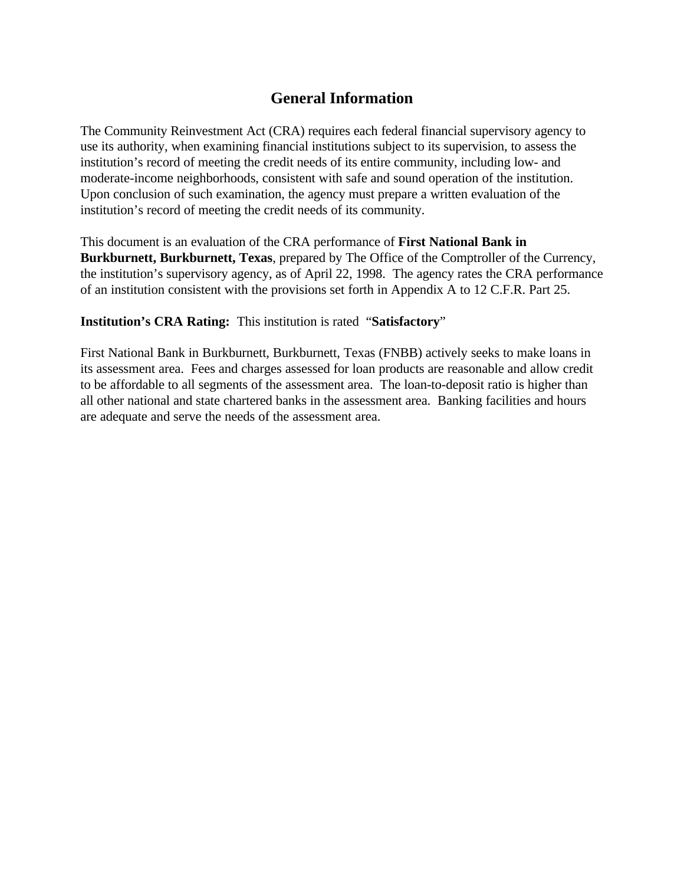# General Information

The Community Reinvestment Act (CRA) requires each federal financial supervisory agency to use its authority, when examining financial institutions subject to its supervision, to assess the institution's record of meeting the credit needs of its entire community, including low- and moderate-income neighborhoods, consistent with safe and sound operation of the institution. Upon conclusion of such examination, the agency must prepare a written evaluation of the institution's record of meeting the credit needs of its community.

This document is an evaluation of the CRA performance of **First National Bank in Burkburnett, Burkburnett, Texas**, prepared by The Office of the Comptroller of the Currency, the institution's supervisory agency, as of April 22, 1998. The agency rates the CRA performance of an institution consistent with the provisions set forth in Appendix A to 12 C.F.R. Part 25.

**Institution's CRA Rating:** This institution is rated "**Satisfactory**"

First National Bank in Burkburnett, Burkburnett, Texas (FNBB) actively seeks to make loans in its assessment area. Fees and charges assessed for loan products are reasonable and allow credit to be affordable to all segments of the assessment area. The loan-to-deposit ratio is higher than all other national and state chartered banks in the assessment area. Banking facilities and hours are adequate and serve the needs of the assessment area.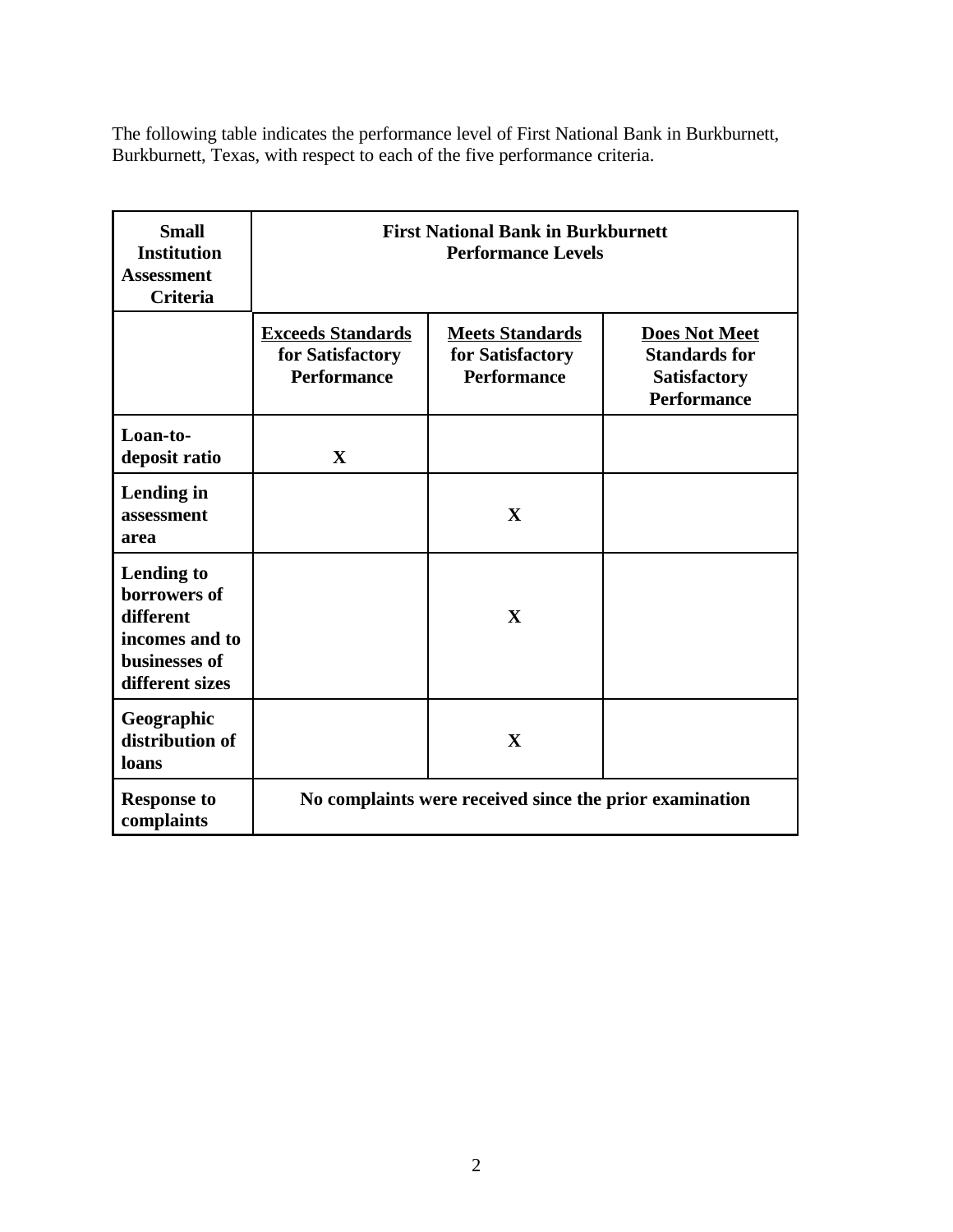The following table indicates the performance level of First National Bank in Burkburnett, Burkburnett, Texas, with respect to each of the five performance criteria.

| Small Institution Assessment Criteria | First National Bank in Burkburnett Performance Levels | | |
|---|---|---|---|
| | **Exceeds Standards for Satisfactory Performance** | **Meets Standards for Satisfactory Performance** | **Does Not Meet Standards for Satisfactory Performance** |
| **Loan-to-deposit ratio** | X | | |
| **Lending in assessment area** | | X | |
| **Lending to borrowers of different incomes and to businesses of different sizes** | | X | |
| **Geographic distribution of loans** | | X | |
| **Response to complaints** | No complaints were received since the prior examination | | |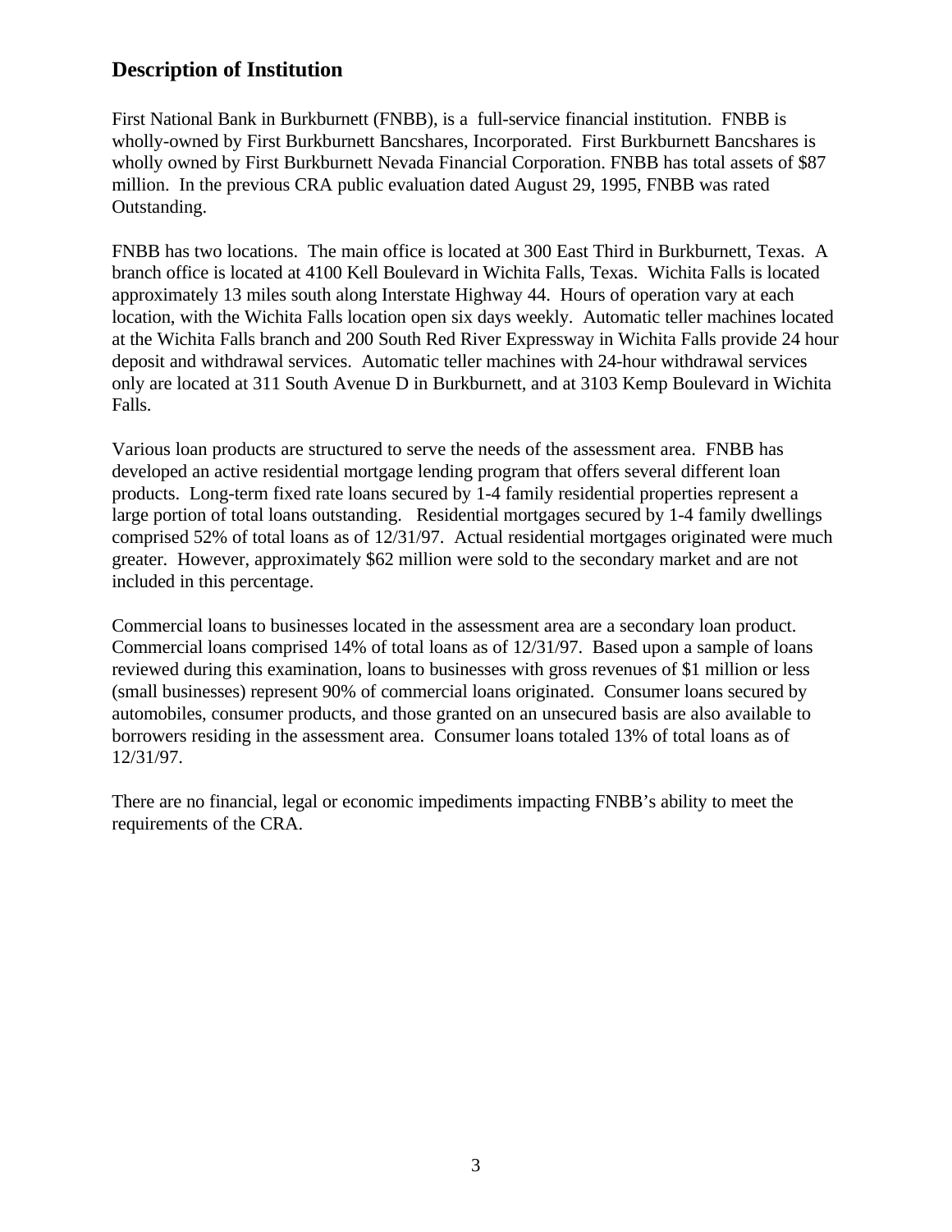## Description of Institution

First National Bank in Burkburnett (FNBB), is a full-service financial institution. FNBB is wholly-owned by First Burkburnett Bancshares, Incorporated. First Burkburnett Bancshares is wholly owned by First Burkburnett Nevada Financial Corporation. FNBB has total assets of $87 million. In the previous CRA public evaluation dated August 29, 1995, FNBB was rated Outstanding.

FNBB has two locations. The main office is located at 300 East Third in Burkburnett, Texas. A branch office is located at 4100 Kell Boulevard in Wichita Falls, Texas. Wichita Falls is located approximately 13 miles south along Interstate Highway 44. Hours of operation vary at each location, with the Wichita Falls location open six days weekly. Automatic teller machines located at the Wichita Falls branch and 200 South Red River Expressway in Wichita Falls provide 24 hour deposit and withdrawal services. Automatic teller machines with 24-hour withdrawal services only are located at 311 South Avenue D in Burkburnett, and at 3103 Kemp Boulevard in Wichita Falls.

Various loan products are structured to serve the needs of the assessment area. FNBB has developed an active residential mortgage lending program that offers several different loan products. Long-term fixed rate loans secured by 1-4 family residential properties represent a large portion of total loans outstanding. Residential mortgages secured by 1-4 family dwellings comprised 52% of total loans as of 12/31/97. Actual residential mortgages originated were much greater. However, approximately $62 million were sold to the secondary market and are not included in this percentage.

Commercial loans to businesses located in the assessment area are a secondary loan product. Commercial loans comprised 14% of total loans as of 12/31/97. Based upon a sample of loans reviewed during this examination, loans to businesses with gross revenues of $1 million or less (small businesses) represent 90% of commercial loans originated. Consumer loans secured by automobiles, consumer products, and those granted on an unsecured basis are also available to borrowers residing in the assessment area. Consumer loans totaled 13% of total loans as of 12/31/97.

There are no financial, legal or economic impediments impacting FNBB's ability to meet the requirements of the CRA.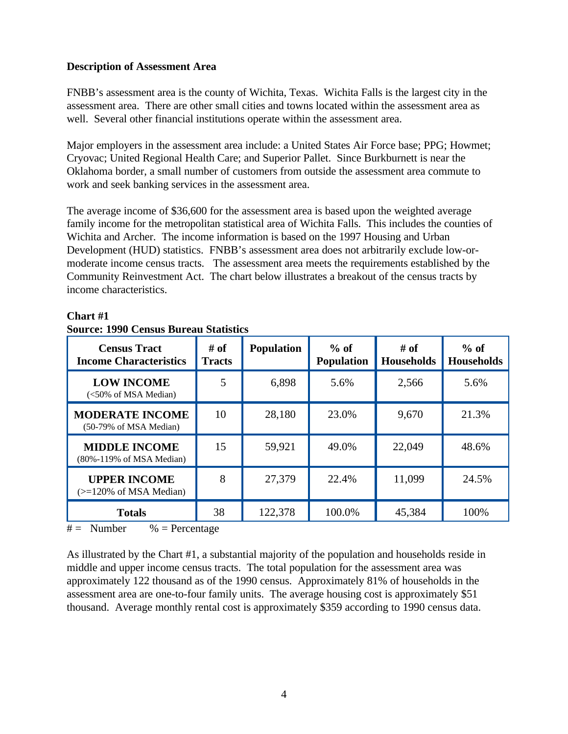**Description of Assessment Area**

FNBB's assessment area is the county of Wichita, Texas. Wichita Falls is the largest city in the assessment area. There are other small cities and towns located within the assessment area as well. Several other financial institutions operate within the assessment area.

Major employers in the assessment area include: a United States Air Force base; PPG; Howmet; Cryovac; United Regional Health Care; and Superior Pallet. Since Burkburnett is near the Oklahoma border, a small number of customers from outside the assessment area commute to work and seek banking services in the assessment area.

The average income of $36,600 for the assessment area is based upon the weighted average family income for the metropolitan statistical area of Wichita Falls. This includes the counties of Wichita and Archer. The income information is based on the 1997 Housing and Urban Development (HUD) statistics. FNBB's assessment area does not arbitrarily exclude low-or-moderate income census tracts. The assessment area meets the requirements established by the Community Reinvestment Act. The chart below illustrates a breakout of the census tracts by income characteristics.

**Chart #1**
**Source: 1990 Census Bureau Statistics**

| Census Tract Income Characteristics | # of Tracts | Population | % of Population | # of Households | % of Households |
|---|---|---|---|---|---|
| **LOW INCOME** (<50% of MSA Median) | 5 | 6,898 | 5.6% | 2,566 | 5.6% |
| **MODERATE INCOME** (50-79% of MSA Median) | 10 | 28,180 | 23.0% | 9,670 | 21.3% |
| **MIDDLE INCOME** (80%-119% of MSA Median) | 15 | 59,921 | 49.0% | 22,049 | 48.6% |
| **UPPER INCOME** (>=120% of MSA Median) | 8 | 27,379 | 22.4% | 11,099 | 24.5% |
| **Totals** | 38 | 122,378 | 100.0% | 45,384 | 100% |

# = Number     % = Percentage

As illustrated by the Chart #1, a substantial majority of the population and households reside in middle and upper income census tracts. The total population for the assessment area was approximately 122 thousand as of the 1990 census. Approximately 81% of households in the assessment area are one-to-four family units. The average housing cost is approximately $51 thousand. Average monthly rental cost is approximately $359 according to 1990 census data.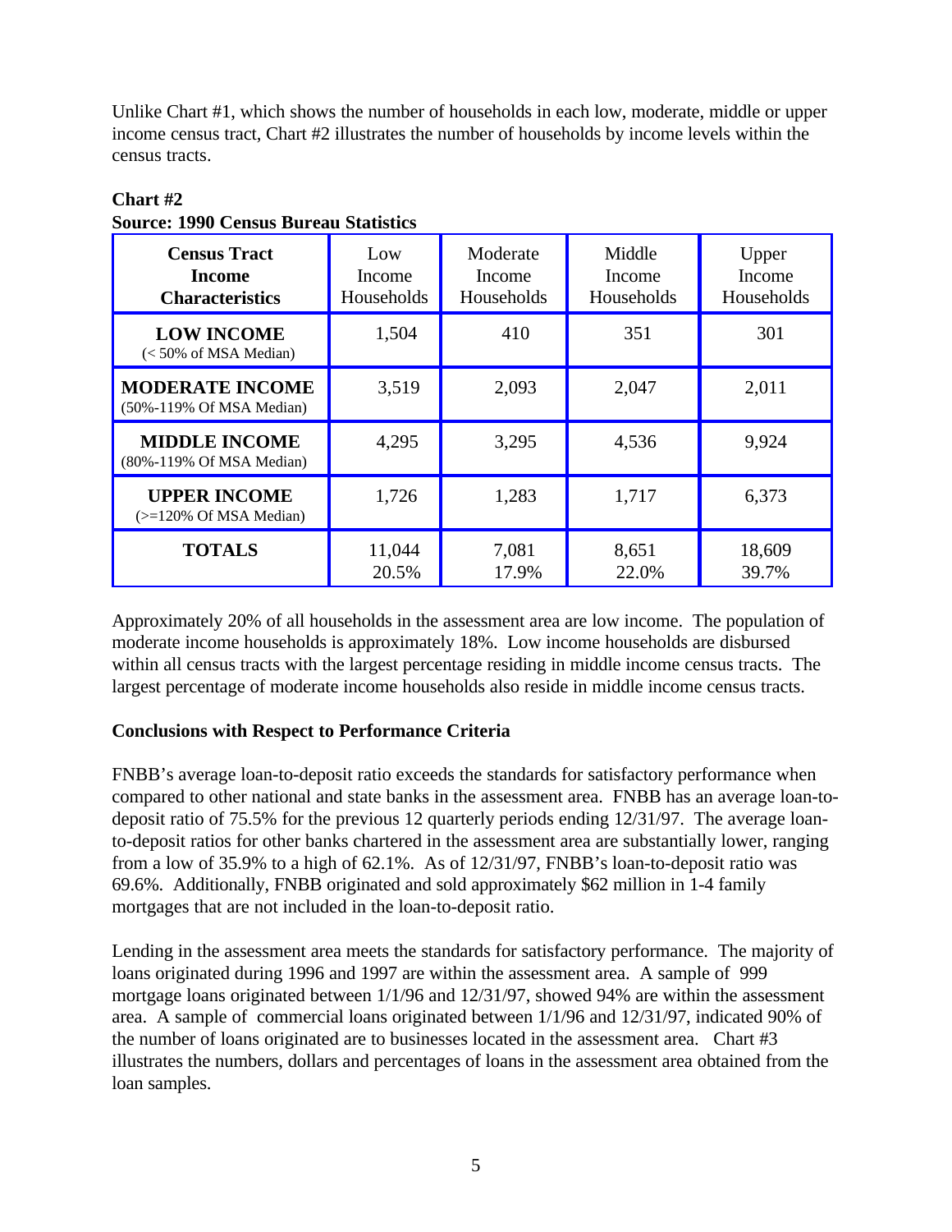Unlike Chart #1, which shows the number of households in each low, moderate, middle or upper income census tract, Chart #2 illustrates the number of households by income levels within the census tracts.

**Chart #2**
**Source: 1990 Census Bureau Statistics**

| **Census Tract Income Characteristics** | Low Income Households | Moderate Income Households | Middle Income Households | Upper Income Households |
|---|---|---|---|---|
| **LOW INCOME** (< 50% of MSA Median) | 1,504 | 410 | 351 | 301 |
| **MODERATE INCOME** (50%-119% Of MSA Median) | 3,519 | 2,093 | 2,047 | 2,011 |
| **MIDDLE INCOME** (80%-119% Of MSA Median) | 4,295 | 3,295 | 4,536 | 9,924 |
| **UPPER INCOME** (>=120% Of MSA Median) | 1,726 | 1,283 | 1,717 | 6,373 |
| **TOTALS** | 11,044 20.5% | 7,081 17.9% | 8,651 22.0% | 18,609 39.7% |

Approximately 20% of all households in the assessment area are low income. The population of moderate income households is approximately 18%. Low income households are disbursed within all census tracts with the largest percentage residing in middle income census tracts. The largest percentage of moderate income households also reside in middle income census tracts.

**Conclusions with Respect to Performance Criteria**

FNBB's average loan-to-deposit ratio exceeds the standards for satisfactory performance when compared to other national and state banks in the assessment area. FNBB has an average loan-to-deposit ratio of 75.5% for the previous 12 quarterly periods ending 12/31/97. The average loan-to-deposit ratios for other banks chartered in the assessment area are substantially lower, ranging from a low of 35.9% to a high of 62.1%. As of 12/31/97, FNBB's loan-to-deposit ratio was 69.6%. Additionally, FNBB originated and sold approximately $62 million in 1-4 family mortgages that are not included in the loan-to-deposit ratio.

Lending in the assessment area meets the standards for satisfactory performance. The majority of loans originated during 1996 and 1997 are within the assessment area. A sample of 999 mortgage loans originated between 1/1/96 and 12/31/97, showed 94% are within the assessment area. A sample of commercial loans originated between 1/1/96 and 12/31/97, indicated 90% of the number of loans originated are to businesses located in the assessment area. Chart #3 illustrates the numbers, dollars and percentages of loans in the assessment area obtained from the loan samples.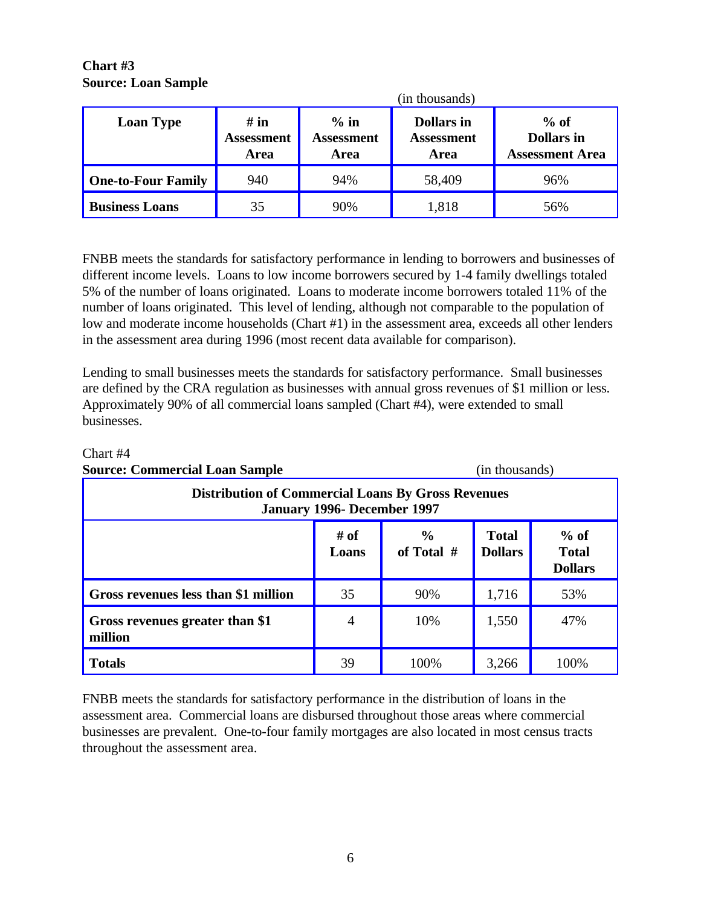**Chart #3**
**Source: Loan Sample**

(in thousands)

| Loan Type | # in Assessment Area | % in Assessment Area | Dollars in Assessment Area | % of Dollars in Assessment Area |
|---|---|---|---|---|
| **One-to-Four Family** | 940 | 94% | 58,409 | 96% |
| **Business Loans** | 35 | 90% | 1,818 | 56% |

FNBB meets the standards for satisfactory performance in lending to borrowers and businesses of different income levels. Loans to low income borrowers secured by 1-4 family dwellings totaled 5% of the number of loans originated. Loans to moderate income borrowers totaled 11% of the number of loans originated. This level of lending, although not comparable to the population of low and moderate income households (Chart #1) in the assessment area, exceeds all other lenders in the assessment area during 1996 (most recent data available for comparison).

Lending to small businesses meets the standards for satisfactory performance. Small businesses are defined by the CRA regulation as businesses with annual gross revenues of $1 million or less. Approximately 90% of all commercial loans sampled (Chart #4), were extended to small businesses.

Chart #4
**Source: Commercial Loan Sample** (in thousands)

| **Distribution of Commercial Loans By Gross Revenues January 1996- December 1997** | | | | |
|---|---|---|---|---|
| | # of Loans | % of Total # | Total Dollars | % of Total Dollars |
| **Gross revenues less than $1 million** | 35 | 90% | 1,716 | 53% |
| **Gross revenues greater than $1 million** | 4 | 10% | 1,550 | 47% |
| **Totals** | 39 | 100% | 3,266 | 100% |

FNBB meets the standards for satisfactory performance in the distribution of loans in the assessment area. Commercial loans are disbursed throughout those areas where commercial businesses are prevalent. One-to-four family mortgages are also located in most census tracts throughout the assessment area.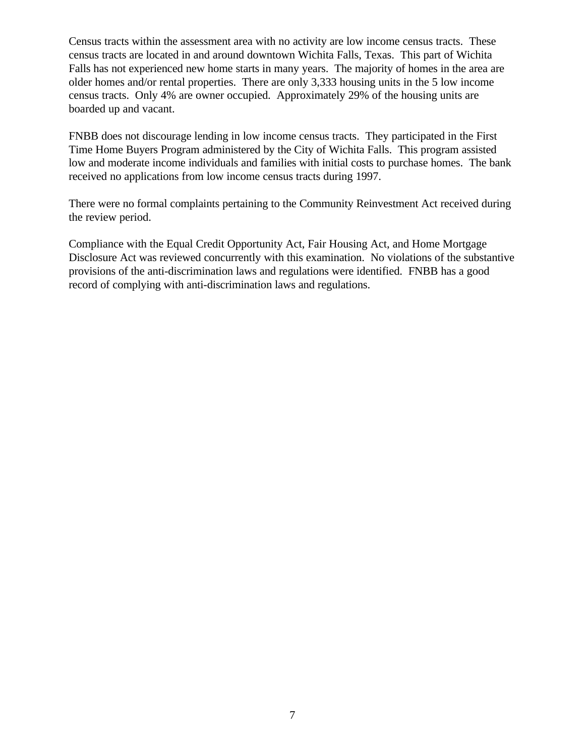Census tracts within the assessment area with no activity are low income census tracts. These census tracts are located in and around downtown Wichita Falls, Texas. This part of Wichita Falls has not experienced new home starts in many years. The majority of homes in the area are older homes and/or rental properties. There are only 3,333 housing units in the 5 low income census tracts. Only 4% are owner occupied. Approximately 29% of the housing units are boarded up and vacant.

FNBB does not discourage lending in low income census tracts. They participated in the First Time Home Buyers Program administered by the City of Wichita Falls. This program assisted low and moderate income individuals and families with initial costs to purchase homes. The bank received no applications from low income census tracts during 1997.

There were no formal complaints pertaining to the Community Reinvestment Act received during the review period.

Compliance with the Equal Credit Opportunity Act, Fair Housing Act, and Home Mortgage Disclosure Act was reviewed concurrently with this examination. No violations of the substantive provisions of the anti-discrimination laws and regulations were identified. FNBB has a good record of complying with anti-discrimination laws and regulations.